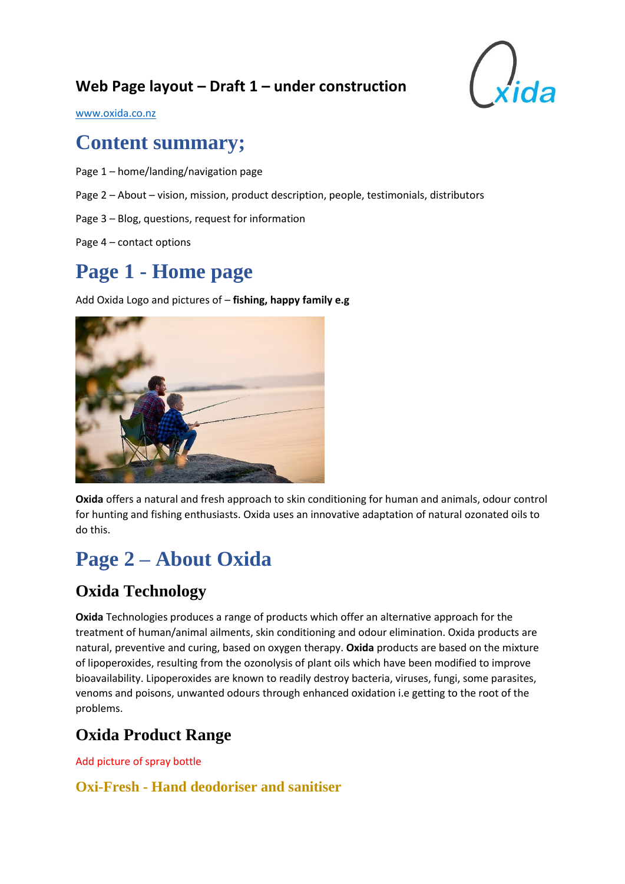## Web Page layout – Draft 1 – under construction

www.oxida.co.nz

# Content summary;

Page 1 – home/landing/navigation page

Page 2 – About – vision, mission, product description, people, testimonials, distributors

Page 3 – Blog, questions, request for information

Page 4 – contact options

# Page 1 - Home page

Add Oxida Logo and pictures of – **fishing, happy family e.g**

**Oxida** offers a natural and fresh approach to skin conditioning for human and animals, odour control for hunting and fishing enthusiasts. Oxida uses an innovative adaptation of natural ozonated oils to do this.

# Page 2 – About Oxida

## Oxida Technology

**Oxida** Technologies produces a range of products which offer an alternative approach for the treatment of human/animal ailments, skin conditioning and odour elimination. Oxida products are natural, preventive and curing, based on oxygen therapy. **Oxida** products are based on the mixture of lipoperoxides, resulting from the ozonolysis of plant oils which have been modified to improve bioavailability. Lipoperoxides are known to readily destroy bacteria, viruses, fungi, some parasites, venoms and poisons, unwanted odours through enhanced oxidation i.e getting to the root of the problems.

## Oxida Product Range

Add picture of spray bottle

### Oxi-Fresh - Hand deodoriser and sanitiser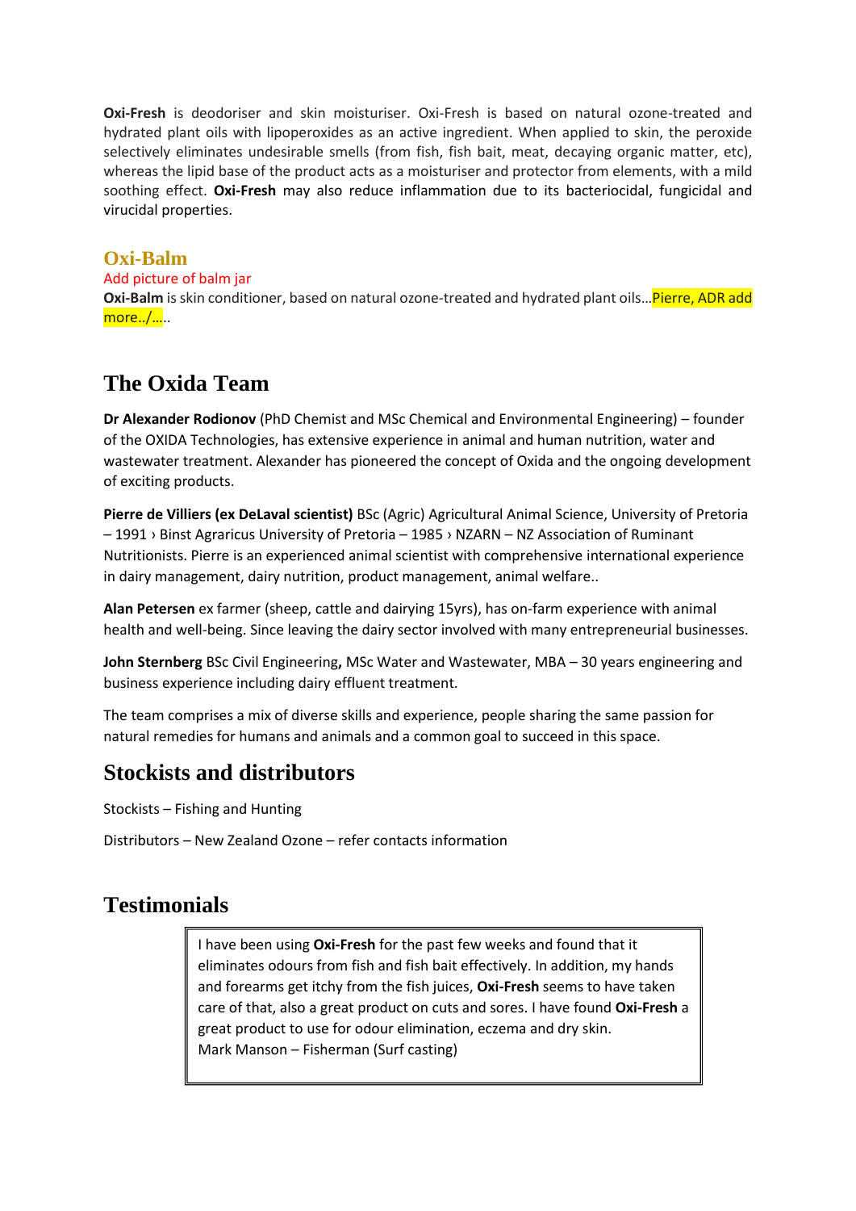**Oxi-Fresh** is deodoriser and skin moisturiser. Oxi-Fresh is based on natural ozone-treated and hydrated plant oils with lipoperoxides as an active ingredient. When applied to skin, the peroxide selectively eliminates undesirable smells (from fish, fish bait, meat, decaying organic matter, etc), whereas the lipid base of the product acts as a moisturiser and protector from elements, with a mild soothing effect. **Oxi-Fresh** may also reduce inflammation due to its bacteriocidal, fungicidal and virucidal properties.

## Oxi-Balm

Add picture of balm jar

**Oxi-Balm** is skin conditioner, based on natural ozone-treated and hydrated plant oils…Pierre, ADR add more../…..

# The Oxida Team

**Dr Alexander Rodionov** (PhD Chemist and MSc Chemical and Environmental Engineering) – founder of the OXIDA Technologies, has extensive experience in animal and human nutrition, water and wastewater treatment. Alexander has pioneered the concept of Oxida and the ongoing development of exciting products.

**Pierre de Villiers (ex DeLaval scientist)** BSc (Agric) Agricultural Animal Science, University of Pretoria – 1991 › Binst Agraricus University of Pretoria – 1985 › NZARN – NZ Association of Ruminant Nutritionists. Pierre is an experienced animal scientist with comprehensive international experience in dairy management, dairy nutrition, product management, animal welfare..

**Alan Petersen** ex farmer (sheep, cattle and dairying 15yrs), has on-farm experience with animal health and well-being. Since leaving the dairy sector involved with many entrepreneurial businesses.

**John Sternberg** BSc Civil Engineering**,** MSc Water and Wastewater, MBA – 30 years engineering and business experience including dairy effluent treatment.

The team comprises a mix of diverse skills and experience, people sharing the same passion for natural remedies for humans and animals and a common goal to succeed in this space.

# Stockists and distributors

Stockists – Fishing and Hunting

Distributors – New Zealand Ozone – refer contacts information

# Testimonials

I have been using **Oxi-Fresh** for the past few weeks and found that it eliminates odours from fish and fish bait effectively. In addition, my hands and forearms get itchy from the fish juices, **Oxi-Fresh** seems to have taken care of that, also a great product on cuts and sores. I have found **Oxi-Fresh** a great product to use for odour elimination, eczema and dry skin.
Mark Manson – Fisherman (Surf casting)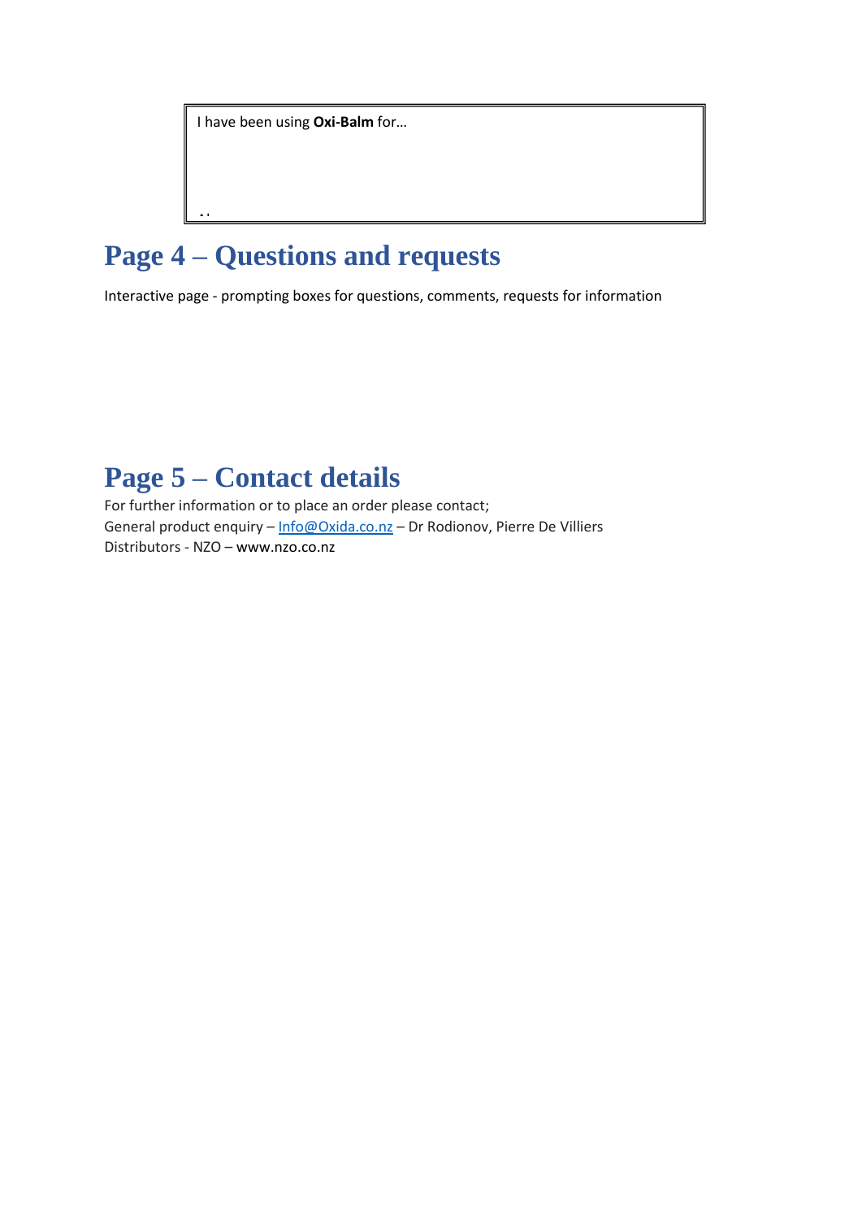| |
|---|
| I have been using **Oxi-Balm** for… |

## Page 4 – Questions and requests

Interactive page - prompting boxes for questions, comments, requests for information

## Page 5 – Contact details

For further information or to place an order please contact;
General product enquiry – Info@Oxida.co.nz – Dr Rodionov, Pierre De Villiers
Distributors - NZO – www.nzo.co.nz